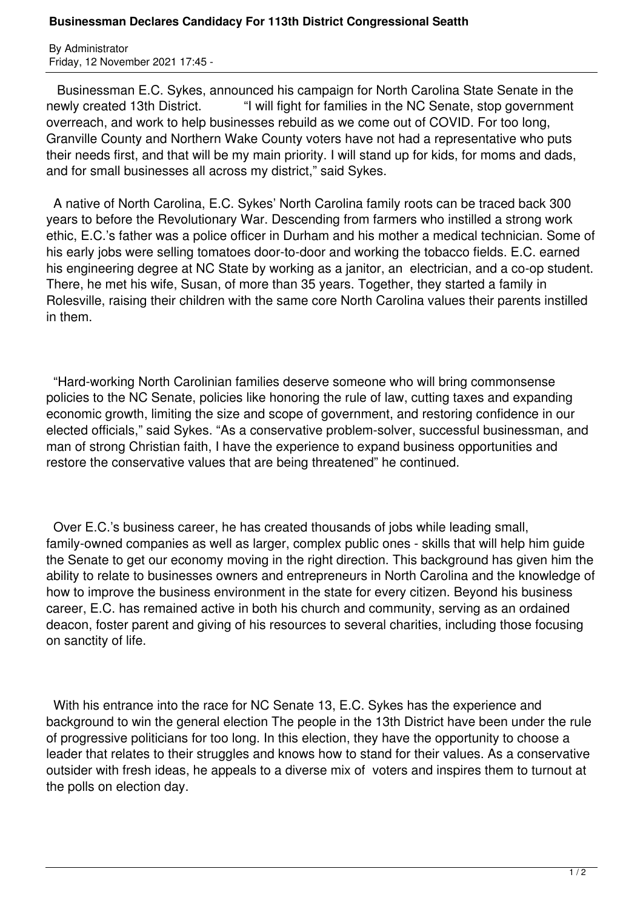# Businessman Declares Candidacy For 113th District Congressional Seatth

By Administrator
Friday, 12 November 2021 17:45 -

Businessman E.C. Sykes, announced his campaign for North Carolina State Senate in the newly created 13th District. "I will fight for families in the NC Senate, stop government overreach, and work to help businesses rebuild as we come out of COVID. For too long, Granville County and Northern Wake County voters have not had a representative who puts their needs first, and that will be my main priority. I will stand up for kids, for moms and dads, and for small businesses all across my district," said Sykes.

A native of North Carolina, E.C. Sykes' North Carolina family roots can be traced back 300 years to before the Revolutionary War. Descending from farmers who instilled a strong work ethic, E.C.'s father was a police officer in Durham and his mother a medical technician. Some of his early jobs were selling tomatoes door-to-door and working the tobacco fields. E.C. earned his engineering degree at NC State by working as a janitor, an electrician, and a co-op student. There, he met his wife, Susan, of more than 35 years. Together, they started a family in Rolesville, raising their children with the same core North Carolina values their parents instilled in them.

"Hard-working North Carolinian families deserve someone who will bring commonsense policies to the NC Senate, policies like honoring the rule of law, cutting taxes and expanding economic growth, limiting the size and scope of government, and restoring confidence in our elected officials," said Sykes. "As a conservative problem-solver, successful businessman, and man of strong Christian faith, I have the experience to expand business opportunities and restore the conservative values that are being threatened" he continued.

Over E.C.'s business career, he has created thousands of jobs while leading small, family-owned companies as well as larger, complex public ones - skills that will help him guide the Senate to get our economy moving in the right direction. This background has given him the ability to relate to businesses owners and entrepreneurs in North Carolina and the knowledge of how to improve the business environment in the state for every citizen. Beyond his business career, E.C. has remained active in both his church and community, serving as an ordained deacon, foster parent and giving of his resources to several charities, including those focusing on sanctity of life.

With his entrance into the race for NC Senate 13, E.C. Sykes has the experience and background to win the general election The people in the 13th District have been under the rule of progressive politicians for too long. In this election, they have the opportunity to choose a leader that relates to their struggles and knows how to stand for their values. As a conservative outsider with fresh ideas, he appeals to a diverse mix of voters and inspires them to turnout at the polls on election day.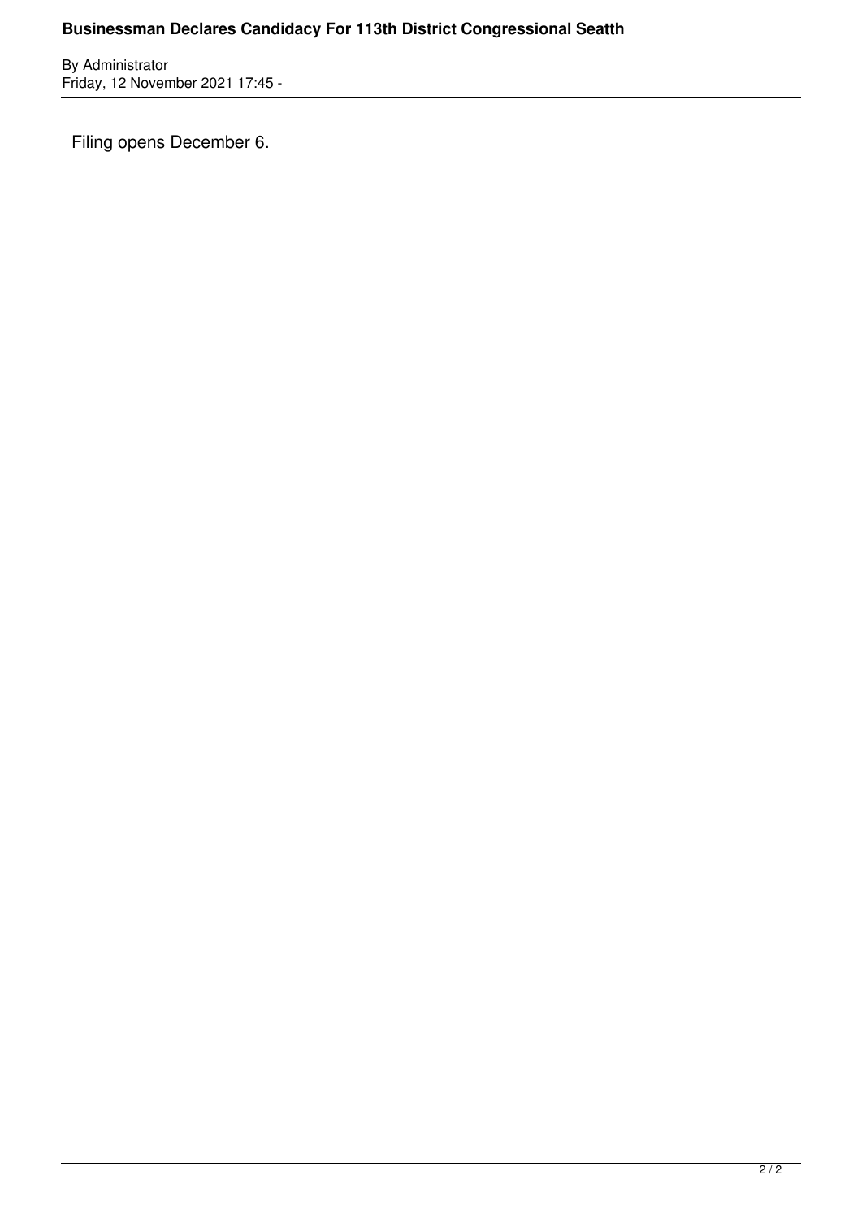Filing opens December 6.